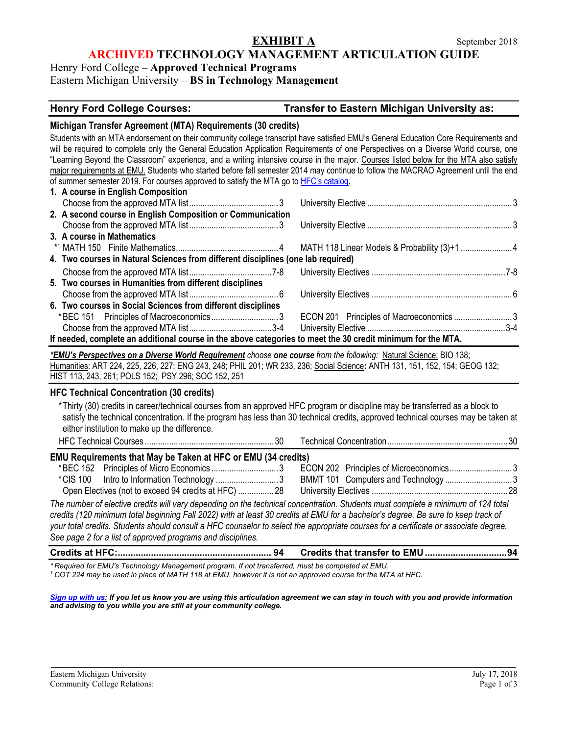# EXHIBIT A

September 2018

## ARCHIVED TECHNOLOGY MANAGEMENT ARTICULATION GUIDE

Henry Ford College – **Approved Technical Programs**

Eastern Michigan University – **BS in Technology Management**

| Henry Ford College Courses: | | Transfer to Eastern Michigan University as: | |
|---|---|---|---|

### Michigan Transfer Agreement (MTA) Requirements (30 credits)

Students with an MTA endorsement on their community college transcript have satisfied EMU's General Education Core Requirements and will be required to complete only the General Education Application Requirements of one Perspectives on a Diverse World course, one "Learning Beyond the Classroom" experience, and a writing intensive course in the major. Courses listed below for the MTA also satisfy major requirements at EMU. Students who started before fall semester 2014 may continue to follow the MACRAO Agreement until the end of summer semester 2019. For courses approved to satisfy the MTA go to HFC's catalog.

| Henry Ford College Courses | Credits | Transfer to EMU as | Credits |
|---|---|---|---|
| **1. A course in English Composition** | | | |
| Choose from the approved MTA list | 3 | University Elective | 3 |
| **2. A second course in English Composition or Communication** | | | |
| Choose from the approved MTA list | 3 | University Elective | 3 |
| **3. A course in Mathematics** | | | |
| *[1] MATH 150 Finite Mathematics | 4 | MATH 118 Linear Models & Probability (3)+1 | 4 |
| **4. Two courses in Natural Sciences from different disciplines (one lab required)** | | | |
| Choose from the approved MTA list | 7-8 | University Electives | 7-8 |
| **5. Two courses in Humanities from different disciplines** | | | |
| Choose from the approved MTA list | 6 | University Electives | 6 |
| **6. Two courses in Social Sciences from different disciplines** | | | |
| *BEC 151 Principles of Macroeconomics | 3 | ECON 201 Principles of Macroeconomics | 3 |
| Choose from the approved MTA list | 3-4 | University Elective | 3-4 |

**If needed, complete an additional course in the above categories to meet the 30 credit minimum for the MTA.**

***EMU's Perspectives on a Diverse World Requirement*** *choose* **one course** *from the following:* Natural Science: BIO 138; Humanities: ART 224, 225, 226, 227; ENG 243, 248; PHIL 201; WR 233, 236; Social Science**:** ANTH 131, 151, 152, 154; GEOG 132; HIST 113, 243, 261; POLS 152; PSY 296; SOC 152, 251

### HFC Technical Concentration (30 credits)

*Thirty (30) credits in career/technical courses from an approved HFC program or discipline may be transferred as a block to satisfy the technical concentration. If the program has less than 30 technical credits, approved technical courses may be taken at either institution to make up the difference.

| Henry Ford College Courses | Credits | Transfer to EMU as | Credits |
|---|---|---|---|
| HFC Technical Courses | 30 | Technical Concentration | 30 |

### EMU Requirements that May be Taken at HFC or EMU (34 credits)

| Henry Ford College Courses | Credits | Transfer to EMU as | Credits |
|---|---|---|---|
| *BEC 152 Principles of Micro Economics | 3 | ECON 202 Principles of Microeconomics | 3 |
| *CIS 100 Intro to Information Technology | 3 | BMMT 101 Computers and Technology | 3 |
| Open Electives (not to exceed 94 credits at HFC) | 28 | University Electives | 28 |

*The number of elective credits will vary depending on the technical concentration. Students must complete a minimum of 124 total credits (120 minimum total beginning Fall 2022) with at least 30 credits at EMU for a bachelor's degree. Be sure to keep track of your total credits. Students should consult a HFC counselor to select the appropriate courses for a certificate or associate degree. See page 2 for a list of approved programs and disciplines.*

| **Credits at HFC:** | **94** | **Credits that transfer to EMU** | **94** |
|---|---|---|---|

*\* Required for EMU's Technology Management program. If not transferred, must be completed at EMU.*

*[1] COT 224 may be used in place of MATH 118 at EMU, however it is not an approved course for the MTA at HFC.*

***Sign up with us:** If you let us know you are using this articulation agreement we can stay in touch with you and provide information and advising to you while you are still at your community college.*

Eastern Michigan University
Community College Relations:

July 17, 2018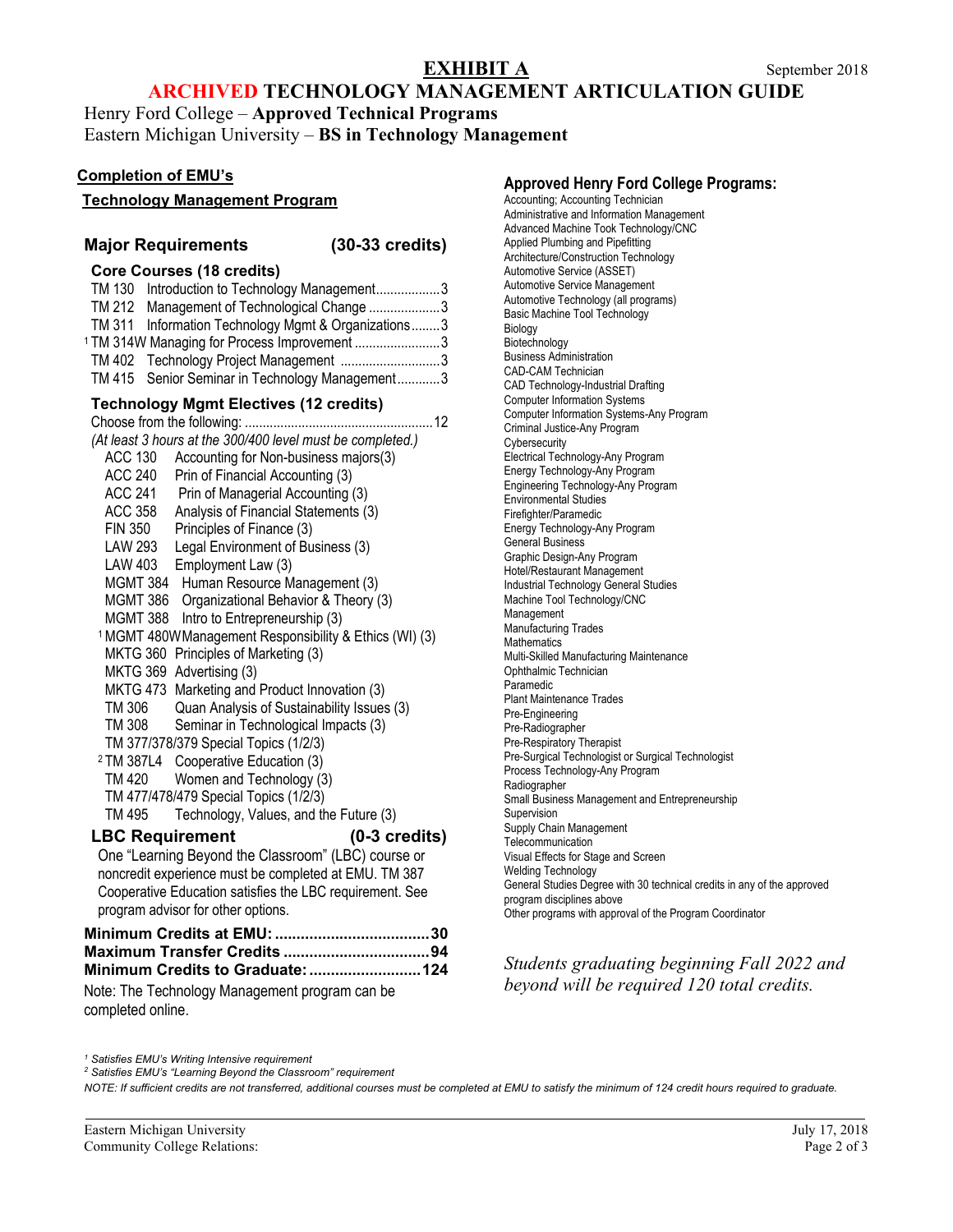# EXHIBIT A

September 2018

## ARCHIVED TECHNOLOGY MANAGEMENT ARTICULATION GUIDE

Henry Ford College – **Approved Technical Programs**

Eastern Michigan University – **BS in Technology Management**

**Completion of EMU's**

**Technology Management Program**

### Major Requirements (30-33 credits)

**Core Courses (18 credits)**

| Course | Title | Credits |
|---|---|---|
| TM 130 | Introduction to Technology Management | 3 |
| TM 212 | Management of Technological Change | 3 |
| TM 311 | Information Technology Mgmt & Organizations | 3 |
| [1] TM 314W | Managing for Process Improvement | 3 |
| TM 402 | Technology Project Management | 3 |
| TM 415 | Senior Seminar in Technology Management | 3 |

**Technology Mgmt Electives (12 credits)**

Choose from the following: ..... 12

*(At least 3 hours at the 300/400 level must be completed.)*

- ACC 130 Accounting for Non-business majors(3)
- ACC 240 Prin of Financial Accounting (3)
- ACC 241 Prin of Managerial Accounting (3)
- ACC 358 Analysis of Financial Statements (3)
- FIN 350 Principles of Finance (3)
- LAW 293 Legal Environment of Business (3)
- LAW 403 Employment Law (3)
- MGMT 384 Human Resource Management (3)
- MGMT 386 Organizational Behavior & Theory (3)
- MGMT 388 Intro to Entrepreneurship (3)
- [1] MGMT 480W Management Responsibility & Ethics (WI) (3)
- MKTG 360 Principles of Marketing (3)
- MKTG 369 Advertising (3)
- MKTG 473 Marketing and Product Innovation (3)
- TM 306 Quan Analysis of Sustainability Issues (3)
- TM 308 Seminar in Technological Impacts (3)
- TM 377/378/379 Special Topics (1/2/3)
- [2] TM 387L4 Cooperative Education (3)
- TM 420 Women and Technology (3)
- TM 477/478/479 Special Topics (1/2/3)
- TM 495 Technology, Values, and the Future (3)

**LBC Requirement (0-3 credits)**

One "Learning Beyond the Classroom" (LBC) course or noncredit experience must be completed at EMU. TM 387 Cooperative Education satisfies the LBC requirement. See program advisor for other options.

**Minimum Credits at EMU: ..... 30**
**Maximum Transfer Credits ..... 94**
**Minimum Credits to Graduate: ..... 124**

Note: The Technology Management program can be completed online.

### Approved Henry Ford College Programs:

- Accounting; Accounting Technician
- Administrative and Information Management
- Advanced Machine Took Technology/CNC
- Applied Plumbing and Pipefitting
- Architecture/Construction Technology
- Automotive Service (ASSET)
- Automotive Service Management
- Automotive Technology (all programs)
- Basic Machine Tool Technology
- Biology
- Biotechnology
- Business Administration
- CAD-CAM Technician
- CAD Technology-Industrial Drafting
- Computer Information Systems
- Computer Information Systems-Any Program
- Criminal Justice-Any Program
- Cybersecurity
- Electrical Technology-Any Program
- Energy Technology-Any Program
- Engineering Technology-Any Program
- Environmental Studies
- Firefighter/Paramedic
- Energy Technology-Any Program
- General Business
- Graphic Design-Any Program
- Hotel/Restaurant Management
- Industrial Technology General Studies
- Machine Tool Technology/CNC
- Management
- Manufacturing Trades
- Mathematics
- Multi-Skilled Manufacturing Maintenance
- Ophthalmic Technician
- Paramedic
- Plant Maintenance Trades
- Pre-Engineering
- Pre-Radiographer
- Pre-Respiratory Therapist
- Pre-Surgical Technologist or Surgical Technologist
- Process Technology-Any Program
- Radiographer
- Small Business Management and Entrepreneurship
- Supervision
- Supply Chain Management
- Telecommunication
- Visual Effects for Stage and Screen
- Welding Technology
- General Studies Degree with 30 technical credits in any of the approved program disciplines above
- Other programs with approval of the Program Coordinator

*Students graduating beginning Fall 2022 and beyond will be required 120 total credits.*

---

[1] *Satisfies EMU's Writing Intensive requirement*

[2] *Satisfies EMU's "Learning Beyond the Classroom" requirement*

*NOTE: If sufficient credits are not transferred, additional courses must be completed at EMU to satisfy the minimum of 124 credit hours required to graduate.*

Eastern Michigan University
Community College Relations:

July 17, 2018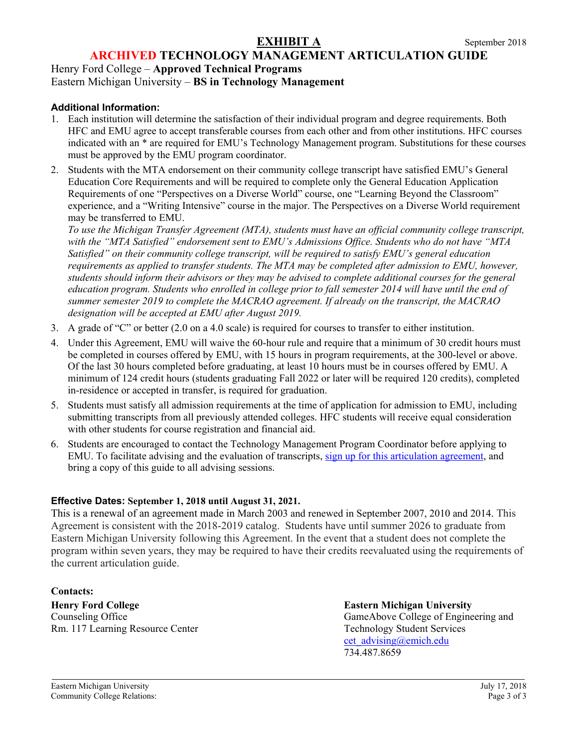# EXHIBIT A

September 2018

## ARCHIVED TECHNOLOGY MANAGEMENT ARTICULATION GUIDE

Henry Ford College – **Approved Technical Programs**
Eastern Michigan University – **BS in Technology Management**

**Additional Information:**

1. Each institution will determine the satisfaction of their individual program and degree requirements. Both HFC and EMU agree to accept transferable courses from each other and from other institutions. HFC courses indicated with an * are required for EMU's Technology Management program. Substitutions for these courses must be approved by the EMU program coordinator.
2. Students with the MTA endorsement on their community college transcript have satisfied EMU's General Education Core Requirements and will be required to complete only the General Education Application Requirements of one "Perspectives on a Diverse World" course, one "Learning Beyond the Classroom" experience, and a "Writing Intensive" course in the major. The Perspectives on a Diverse World requirement may be transferred to EMU.
   *To use the Michigan Transfer Agreement (MTA), students must have an official community college transcript, with the "MTA Satisfied" endorsement sent to EMU's Admissions Office. Students who do not have "MTA Satisfied" on their community college transcript, will be required to satisfy EMU's general education requirements as applied to transfer students. The MTA may be completed after admission to EMU, however, students should inform their advisors or they may be advised to complete additional courses for the general education program. Students who enrolled in college prior to fall semester 2014 will have until the end of summer semester 2019 to complete the MACRAO agreement. If already on the transcript, the MACRAO designation will be accepted at EMU after August 2019.*
3. A grade of "C" or better (2.0 on a 4.0 scale) is required for courses to transfer to either institution.
4. Under this Agreement, EMU will waive the 60-hour rule and require that a minimum of 30 credit hours must be completed in courses offered by EMU, with 15 hours in program requirements, at the 300-level or above. Of the last 30 hours completed before graduating, at least 10 hours must be in courses offered by EMU. A minimum of 124 credit hours (students graduating Fall 2022 or later will be required 120 credits), completed in-residence or accepted in transfer, is required for graduation.
5. Students must satisfy all admission requirements at the time of application for admission to EMU, including submitting transcripts from all previously attended colleges. HFC students will receive equal consideration with other students for course registration and financial aid.
6. Students are encouraged to contact the Technology Management Program Coordinator before applying to EMU. To facilitate advising and the evaluation of transcripts, sign up for this articulation agreement, and bring a copy of this guide to all advising sessions.

**Effective Dates: September 1, 2018 until August 31, 2021.**
This is a renewal of an agreement made in March 2003 and renewed in September 2007, 2010 and 2014. This Agreement is consistent with the 2018-2019 catalog. Students have until summer 2026 to graduate from Eastern Michigan University following this Agreement. In the event that a student does not complete the program within seven years, they may be required to have their credits reevaluated using the requirements of the current articulation guide.

**Contacts:**

**Henry Ford College**
Counseling Office
Rm. 117 Learning Resource Center

**Eastern Michigan University**
GameAbove College of Engineering and Technology Student Services
cet_advising@emich.edu
734.487.8659

Eastern Michigan University
Community College Relations:

July 17, 2018